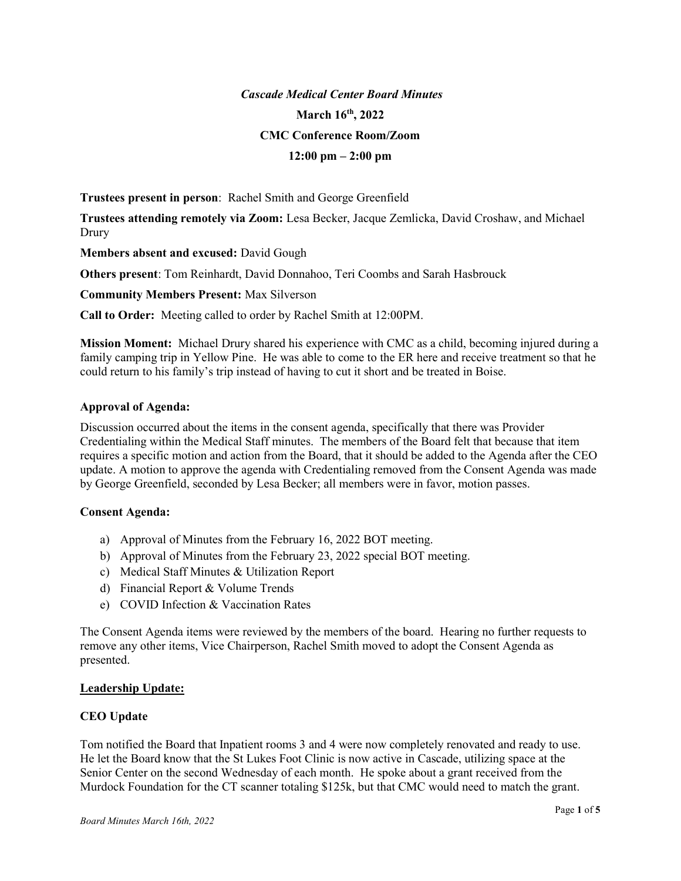# *Cascade Medical Center Board Minutes*

**March 16th, 2022**

**CMC Conference Room/Zoom**

**12:00 pm – 2:00 pm**

**Trustees present in person**: Rachel Smith and George Greenfield

**Trustees attending remotely via Zoom:** Lesa Becker, Jacque Zemlicka, David Croshaw, and Michael Drury

**Members absent and excused:** David Gough

**Others present**: Tom Reinhardt, David Donnahoo, Teri Coombs and Sarah Hasbrouck

**Community Members Present:** Max Silverson

**Call to Order:** Meeting called to order by Rachel Smith at 12:00PM.

**Mission Moment:** Michael Drury shared his experience with CMC as a child, becoming injured during a family camping trip in Yellow Pine. He was able to come to the ER here and receive treatment so that he could return to his family's trip instead of having to cut it short and be treated in Boise.

**Approval of Agenda:**

Discussion occurred about the items in the consent agenda, specifically that there was Provider Credentialing within the Medical Staff minutes. The members of the Board felt that because that item requires a specific motion and action from the Board, that it should be added to the Agenda after the CEO update. A motion to approve the agenda with Credentialing removed from the Consent Agenda was made by George Greenfield, seconded by Lesa Becker; all members were in favor, motion passes.

**Consent Agenda:**

a) Approval of Minutes from the February 16, 2022 BOT meeting.
b) Approval of Minutes from the February 23, 2022 special BOT meeting.
c) Medical Staff Minutes & Utilization Report
d) Financial Report & Volume Trends
e) COVID Infection & Vaccination Rates

The Consent Agenda items were reviewed by the members of the board. Hearing no further requests to remove any other items, Vice Chairperson, Rachel Smith moved to adopt the Consent Agenda as presented.

## Leadership Update:

### CEO Update

Tom notified the Board that Inpatient rooms 3 and 4 were now completely renovated and ready to use. He let the Board know that the St Lukes Foot Clinic is now active in Cascade, utilizing space at the Senior Center on the second Wednesday of each month. He spoke about a grant received from the Murdock Foundation for the CT scanner totaling $125k, but that CMC would need to match the grant.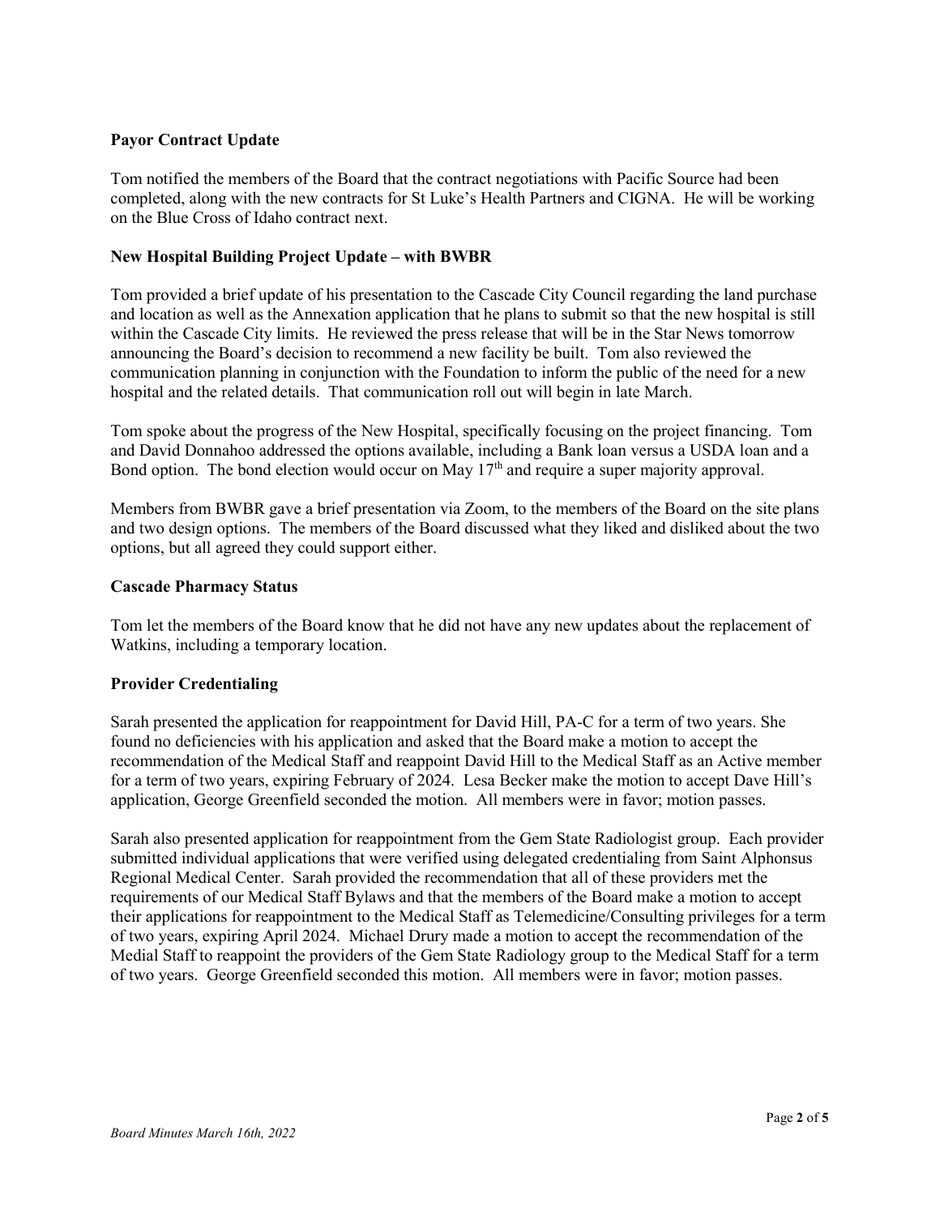**Payor Contract Update**

Tom notified the members of the Board that the contract negotiations with Pacific Source had been completed, along with the new contracts for St Luke's Health Partners and CIGNA. He will be working on the Blue Cross of Idaho contract next.

**New Hospital Building Project Update – with BWBR**

Tom provided a brief update of his presentation to the Cascade City Council regarding the land purchase and location as well as the Annexation application that he plans to submit so that the new hospital is still within the Cascade City limits. He reviewed the press release that will be in the Star News tomorrow announcing the Board's decision to recommend a new facility be built. Tom also reviewed the communication planning in conjunction with the Foundation to inform the public of the need for a new hospital and the related details. That communication roll out will begin in late March.

Tom spoke about the progress of the New Hospital, specifically focusing on the project financing. Tom and David Donnahoo addressed the options available, including a Bank loan versus a USDA loan and a Bond option. The bond election would occur on May 17th and require a super majority approval.

Members from BWBR gave a brief presentation via Zoom, to the members of the Board on the site plans and two design options. The members of the Board discussed what they liked and disliked about the two options, but all agreed they could support either.

**Cascade Pharmacy Status**

Tom let the members of the Board know that he did not have any new updates about the replacement of Watkins, including a temporary location.

**Provider Credentialing**

Sarah presented the application for reappointment for David Hill, PA-C for a term of two years. She found no deficiencies with his application and asked that the Board make a motion to accept the recommendation of the Medical Staff and reappoint David Hill to the Medical Staff as an Active member for a term of two years, expiring February of 2024. Lesa Becker make the motion to accept Dave Hill's application, George Greenfield seconded the motion. All members were in favor; motion passes.

Sarah also presented application for reappointment from the Gem State Radiologist group. Each provider submitted individual applications that were verified using delegated credentialing from Saint Alphonsus Regional Medical Center. Sarah provided the recommendation that all of these providers met the requirements of our Medical Staff Bylaws and that the members of the Board make a motion to accept their applications for reappointment to the Medical Staff as Telemedicine/Consulting privileges for a term of two years, expiring April 2024. Michael Drury made a motion to accept the recommendation of the Medial Staff to reappoint the providers of the Gem State Radiology group to the Medical Staff for a term of two years. George Greenfield seconded this motion. All members were in favor; motion passes.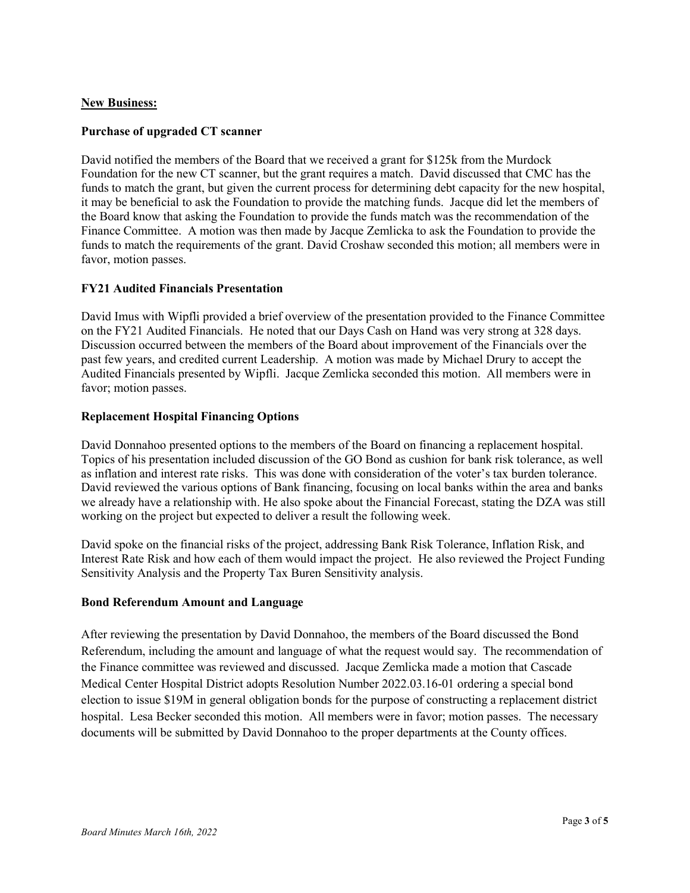## New Business:

### Purchase of upgraded CT scanner

David notified the members of the Board that we received a grant for $125k from the Murdock Foundation for the new CT scanner, but the grant requires a match. David discussed that CMC has the funds to match the grant, but given the current process for determining debt capacity for the new hospital, it may be beneficial to ask the Foundation to provide the matching funds. Jacque did let the members of the Board know that asking the Foundation to provide the funds match was the recommendation of the Finance Committee. A motion was then made by Jacque Zemlicka to ask the Foundation to provide the funds to match the requirements of the grant. David Croshaw seconded this motion; all members were in favor, motion passes.

### FY21 Audited Financials Presentation

David Imus with Wipfli provided a brief overview of the presentation provided to the Finance Committee on the FY21 Audited Financials. He noted that our Days Cash on Hand was very strong at 328 days. Discussion occurred between the members of the Board about improvement of the Financials over the past few years, and credited current Leadership. A motion was made by Michael Drury to accept the Audited Financials presented by Wipfli. Jacque Zemlicka seconded this motion. All members were in favor; motion passes.

### Replacement Hospital Financing Options

David Donnahoo presented options to the members of the Board on financing a replacement hospital. Topics of his presentation included discussion of the GO Bond as cushion for bank risk tolerance, as well as inflation and interest rate risks. This was done with consideration of the voter's tax burden tolerance. David reviewed the various options of Bank financing, focusing on local banks within the area and banks we already have a relationship with. He also spoke about the Financial Forecast, stating the DZA was still working on the project but expected to deliver a result the following week.

David spoke on the financial risks of the project, addressing Bank Risk Tolerance, Inflation Risk, and Interest Rate Risk and how each of them would impact the project. He also reviewed the Project Funding Sensitivity Analysis and the Property Tax Buren Sensitivity analysis.

### Bond Referendum Amount and Language

After reviewing the presentation by David Donnahoo, the members of the Board discussed the Bond Referendum, including the amount and language of what the request would say. The recommendation of the Finance committee was reviewed and discussed. Jacque Zemlicka made a motion that Cascade Medical Center Hospital District adopts Resolution Number 2022.03.16-01 ordering a special bond election to issue $19M in general obligation bonds for the purpose of constructing a replacement district hospital. Lesa Becker seconded this motion. All members were in favor; motion passes. The necessary documents will be submitted by David Donnahoo to the proper departments at the County offices.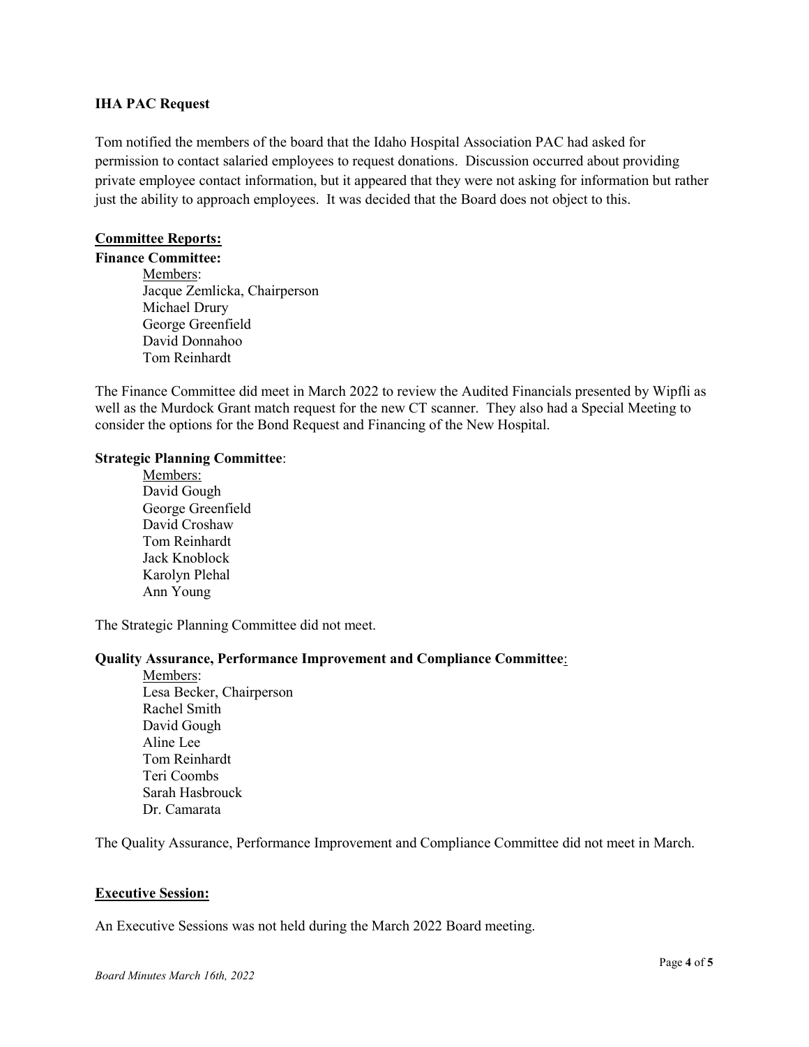**IHA PAC Request**

Tom notified the members of the board that the Idaho Hospital Association PAC had asked for permission to contact salaried employees to request donations. Discussion occurred about providing private employee contact information, but it appeared that they were not asking for information but rather just the ability to approach employees. It was decided that the Board does not object to this.

**Committee Reports:**

**Finance Committee:**

Members:
Jacque Zemlicka, Chairperson
Michael Drury
George Greenfield
David Donnahoo
Tom Reinhardt

The Finance Committee did meet in March 2022 to review the Audited Financials presented by Wipfli as well as the Murdock Grant match request for the new CT scanner. They also had a Special Meeting to consider the options for the Bond Request and Financing of the New Hospital.

**Strategic Planning Committee**:

Members:
David Gough
George Greenfield
David Croshaw
Tom Reinhardt
Jack Knoblock
Karolyn Plehal
Ann Young

The Strategic Planning Committee did not meet.

**Quality Assurance, Performance Improvement and Compliance Committee**:

Members:
Lesa Becker, Chairperson
Rachel Smith
David Gough
Aline Lee
Tom Reinhardt
Teri Coombs
Sarah Hasbrouck
Dr. Camarata

The Quality Assurance, Performance Improvement and Compliance Committee did not meet in March.

**Executive Session:**

An Executive Sessions was not held during the March 2022 Board meeting.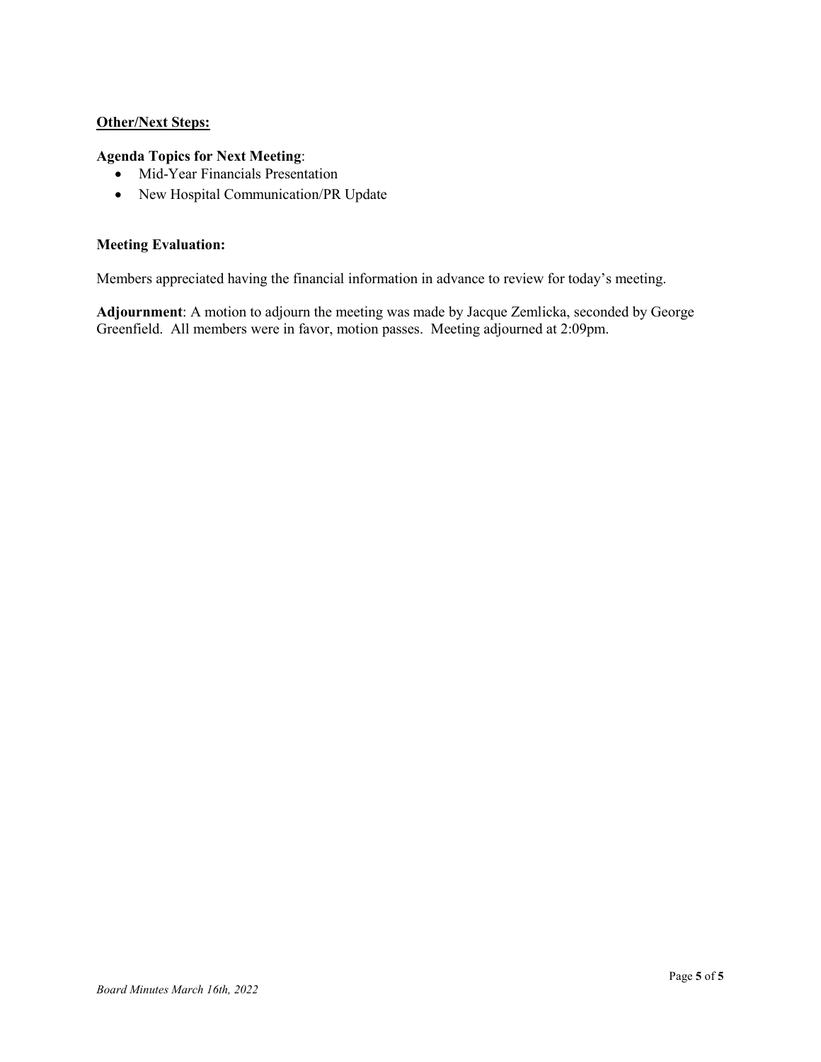**Other/Next Steps:**

**Agenda Topics for Next Meeting**:

- Mid-Year Financials Presentation
- New Hospital Communication/PR Update

**Meeting Evaluation:**

Members appreciated having the financial information in advance to review for today's meeting.

**Adjournment**: A motion to adjourn the meeting was made by Jacque Zemlicka, seconded by George Greenfield. All members were in favor, motion passes. Meeting adjourned at 2:09pm.